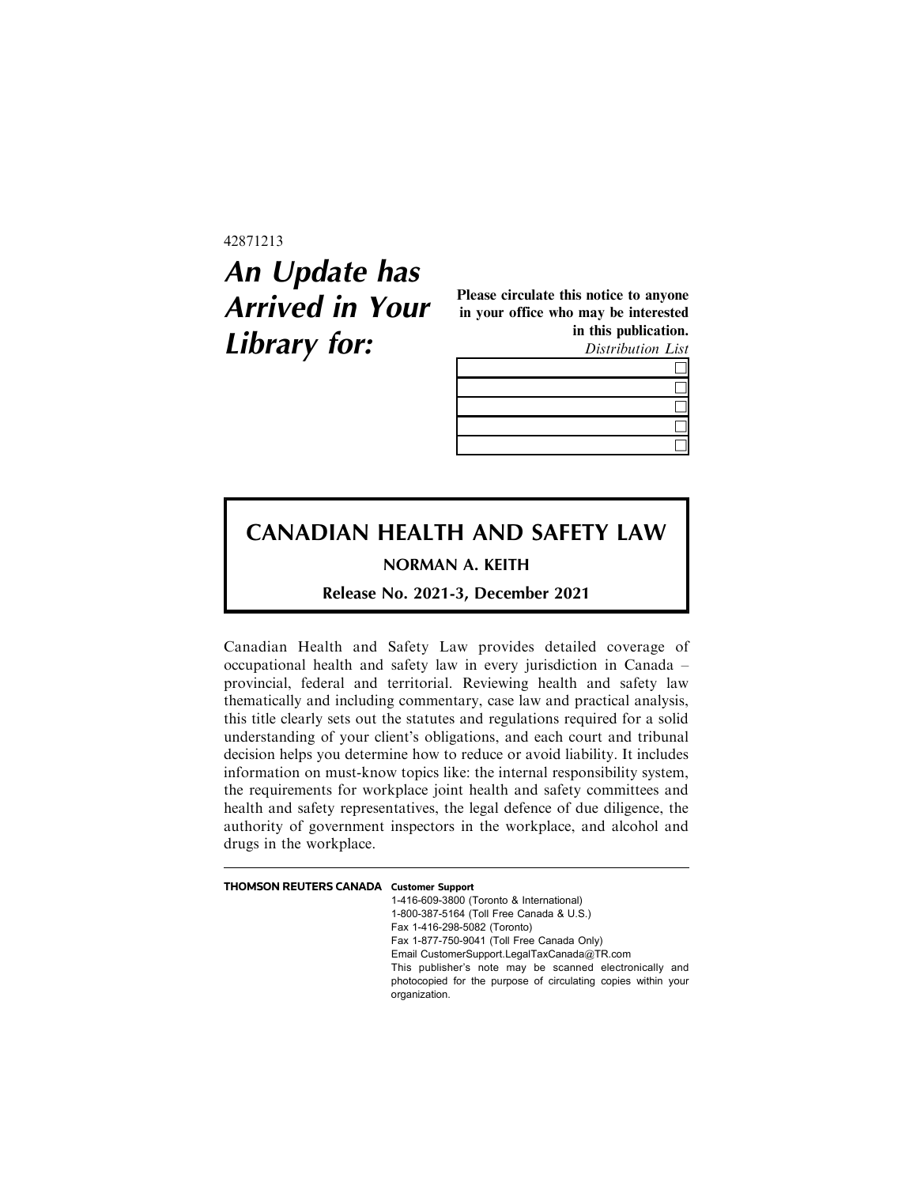42871213

# *An Update has Arrived in Your Library for:*

**Please circulate this notice to anyone in your office who may be interested in this publication.**

*Distribution List*

| | |
|---|---|
| | ☐ |
| | ☐ |
| | ☐ |
| | ☐ |
| | ☐ |

## CANADIAN HEALTH AND SAFETY LAW

**NORMAN A. KEITH**

**Release No. 2021-3, December 2021**

Canadian Health and Safety Law provides detailed coverage of occupational health and safety law in every jurisdiction in Canada – provincial, federal and territorial. Reviewing health and safety law thematically and including commentary, case law and practical analysis, this title clearly sets out the statutes and regulations required for a solid understanding of your client's obligations, and each court and tribunal decision helps you determine how to reduce or avoid liability. It includes information on must-know topics like: the internal responsibility system, the requirements for workplace joint health and safety committees and health and safety representatives, the legal defence of due diligence, the authority of government inspectors in the workplace, and alcohol and drugs in the workplace.

---

**THOMSON REUTERS CANADA** **Customer Support**

1-416-609-3800 (Toronto & International)
1-800-387-5164 (Toll Free Canada & U.S.)
Fax 1-416-298-5082 (Toronto)
Fax 1-877-750-9041 (Toll Free Canada Only)
Email CustomerSupport.LegalTaxCanada@TR.com

This publisher's note may be scanned electronically and photocopied for the purpose of circulating copies within your organization.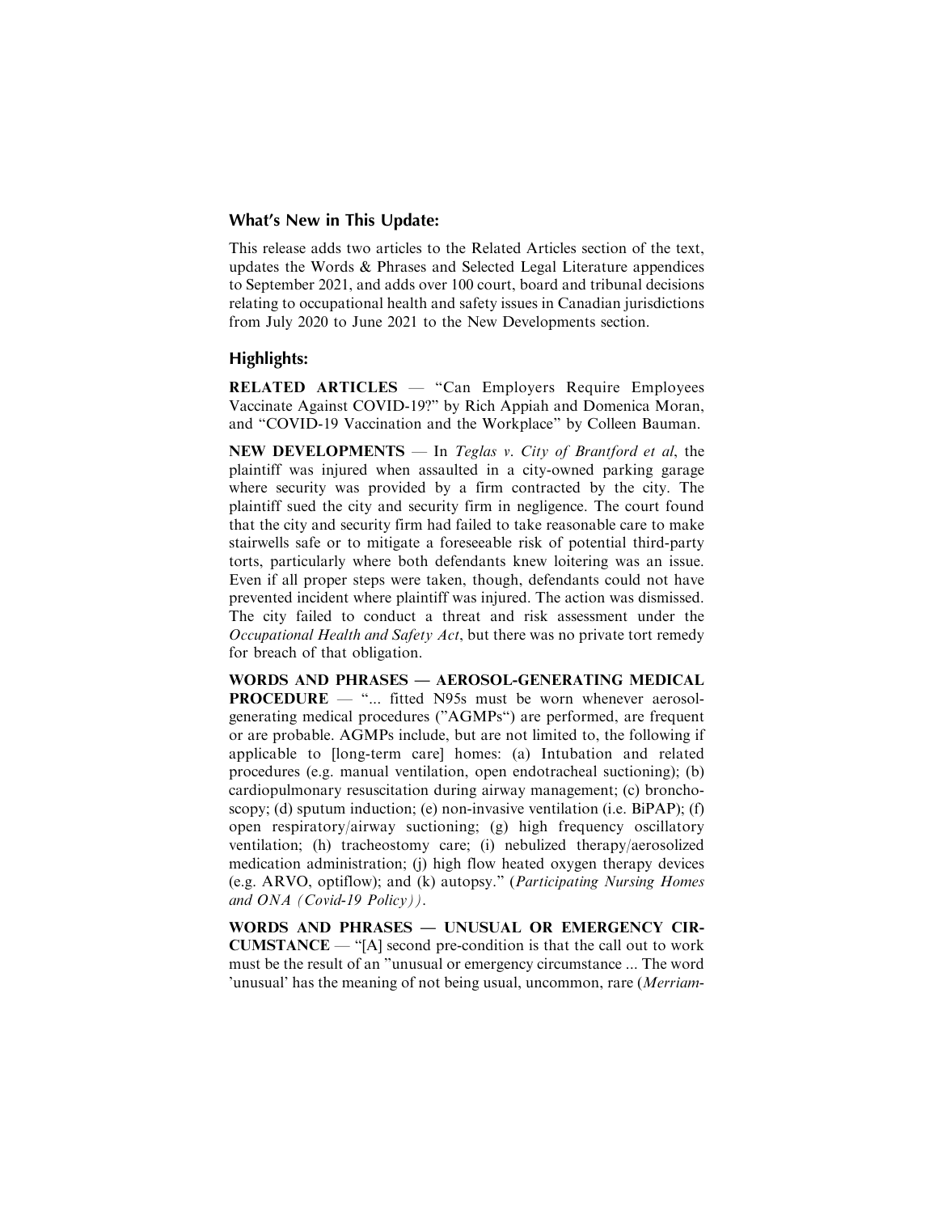## What's New in This Update:

This release adds two articles to the Related Articles section of the text, updates the Words & Phrases and Selected Legal Literature appendices to September 2021, and adds over 100 court, board and tribunal decisions relating to occupational health and safety issues in Canadian jurisdictions from July 2020 to June 2021 to the New Developments section.

## Highlights:

**RELATED ARTICLES** — "Can Employers Require Employees Vaccinate Against COVID-19?" by Rich Appiah and Domenica Moran, and "COVID-19 Vaccination and the Workplace" by Colleen Bauman.

**NEW DEVELOPMENTS** — In *Teglas v. City of Brantford et al*, the plaintiff was injured when assaulted in a city-owned parking garage where security was provided by a firm contracted by the city. The plaintiff sued the city and security firm in negligence. The court found that the city and security firm had failed to take reasonable care to make stairwells safe or to mitigate a foreseeable risk of potential third-party torts, particularly where both defendants knew loitering was an issue. Even if all proper steps were taken, though, defendants could not have prevented incident where plaintiff was injured. The action was dismissed. The city failed to conduct a threat and risk assessment under the *Occupational Health and Safety Act*, but there was no private tort remedy for breach of that obligation.

**WORDS AND PHRASES — AEROSOL-GENERATING MEDICAL PROCEDURE** — "... fitted N95s must be worn whenever aerosol-generating medical procedures ("AGMPs") are performed, are frequent or are probable. AGMPs include, but are not limited to, the following if applicable to [long-term care] homes: (a) Intubation and related procedures (e.g. manual ventilation, open endotracheal suctioning); (b) cardiopulmonary resuscitation during airway management; (c) bronchoscopy; (d) sputum induction; (e) non-invasive ventilation (i.e. BiPAP); (f) open respiratory/airway suctioning; (g) high frequency oscillatory ventilation; (h) tracheostomy care; (i) nebulized therapy/aerosolized medication administration; (j) high flow heated oxygen therapy devices (e.g. ARVO, optiflow); and (k) autopsy." (*Participating Nursing Homes and ONA (Covid-19 Policy)*).

**WORDS AND PHRASES — UNUSUAL OR EMERGENCY CIRCUMSTANCE** — "[A] second pre-condition is that the call out to work must be the result of an "unusual or emergency circumstance ... The word 'unusual' has the meaning of not being usual, uncommon, rare (*Merriam-*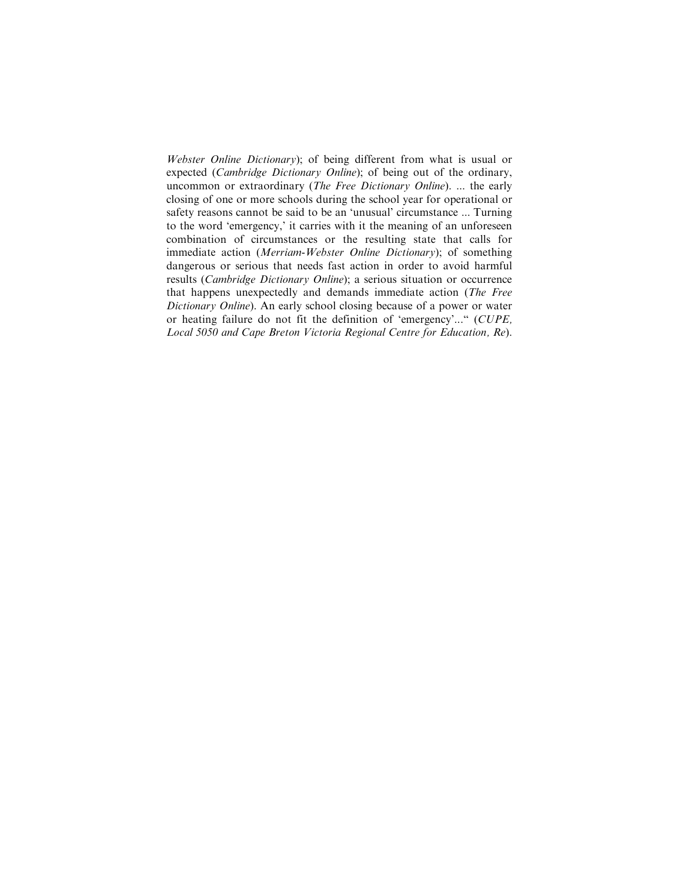*Webster Online Dictionary*); of being different from what is usual or expected (*Cambridge Dictionary Online*); of being out of the ordinary, uncommon or extraordinary (*The Free Dictionary Online*). ... the early closing of one or more schools during the school year for operational or safety reasons cannot be said to be an 'unusual' circumstance ... Turning to the word 'emergency,' it carries with it the meaning of an unforeseen combination of circumstances or the resulting state that calls for immediate action (*Merriam-Webster Online Dictionary*); of something dangerous or serious that needs fast action in order to avoid harmful results (*Cambridge Dictionary Online*); a serious situation or occurrence that happens unexpectedly and demands immediate action (*The Free Dictionary Online*). An early school closing because of a power or water or heating failure do not fit the definition of 'emergency'..." (*CUPE, Local 5050 and Cape Breton Victoria Regional Centre for Education, Re*).